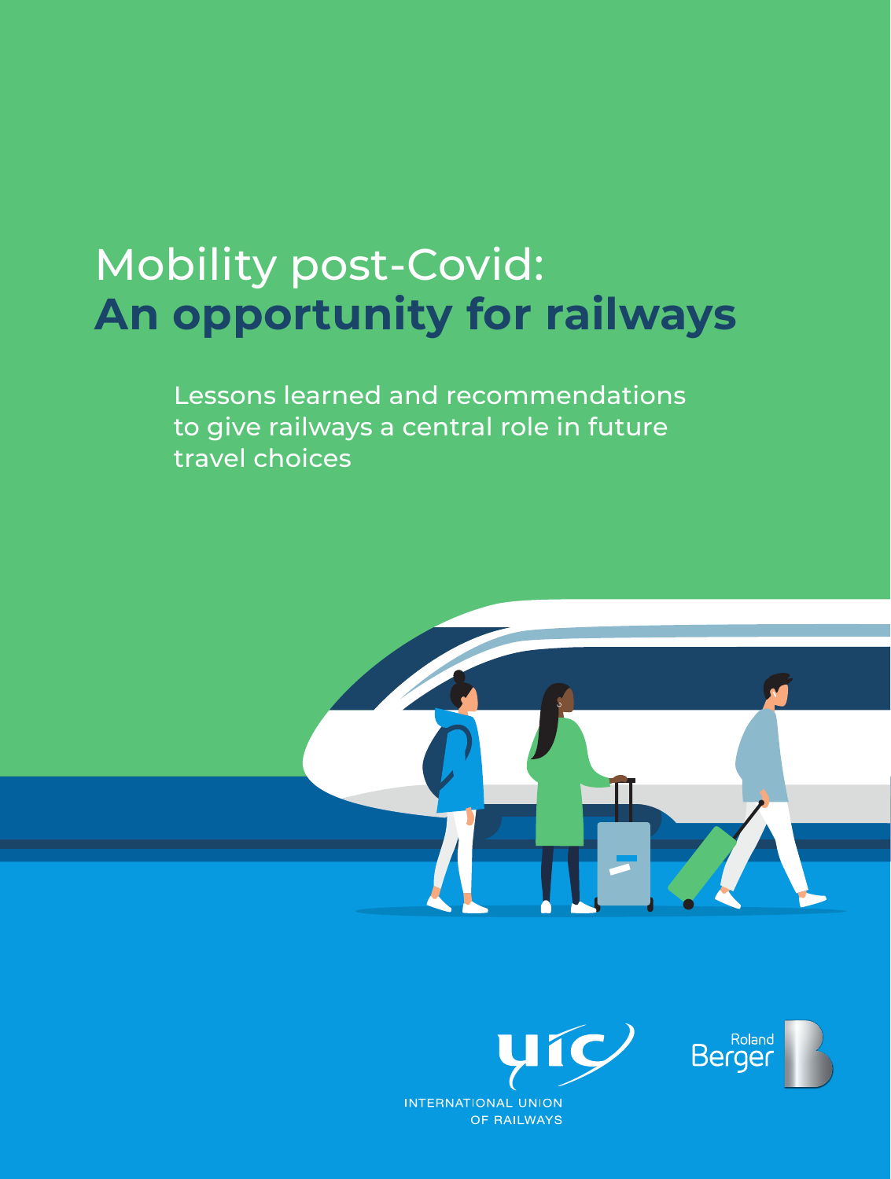# Mobility post-Covid: **An opportunity for railways**

Lessons learned and recommendations to give railways a central role in future travel choices

INTERNATIONAL UNION OF RAILWAYS

Roland Berger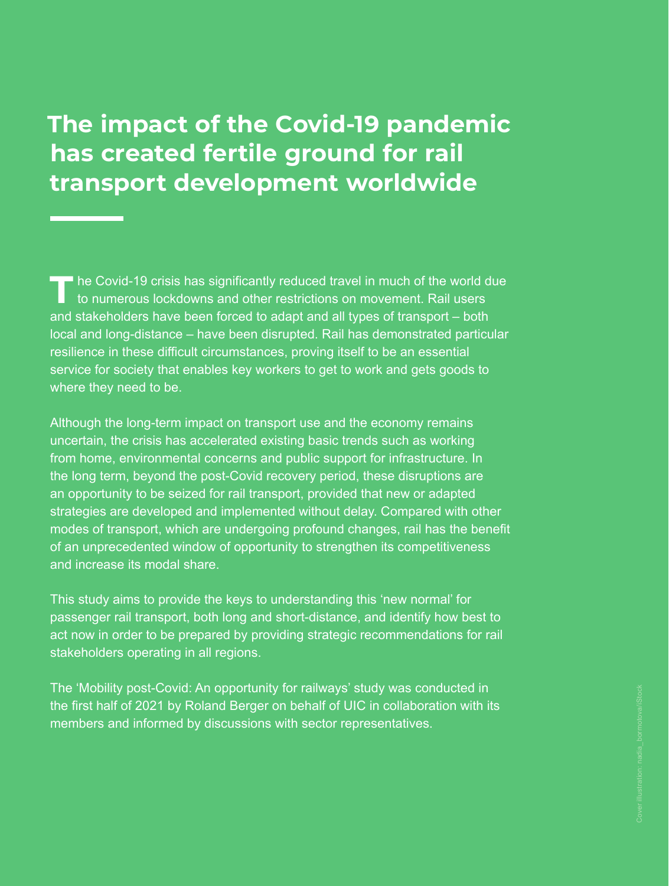# The impact of the Covid-19 pandemic has created fertile ground for rail transport development worldwide

The Covid-19 crisis has significantly reduced travel in much of the world due to numerous lockdowns and other restrictions on movement. Rail users and stakeholders have been forced to adapt and all types of transport – both local and long-distance – have been disrupted. Rail has demonstrated particular resilience in these difficult circumstances, proving itself to be an essential service for society that enables key workers to get to work and gets goods to where they need to be.

Although the long-term impact on transport use and the economy remains uncertain, the crisis has accelerated existing basic trends such as working from home, environmental concerns and public support for infrastructure. In the long term, beyond the post-Covid recovery period, these disruptions are an opportunity to be seized for rail transport, provided that new or adapted strategies are developed and implemented without delay. Compared with other modes of transport, which are undergoing profound changes, rail has the benefit of an unprecedented window of opportunity to strengthen its competitiveness and increase its modal share.

This study aims to provide the keys to understanding this 'new normal' for passenger rail transport, both long and short-distance, and identify how best to act now in order to be prepared by providing strategic recommendations for rail stakeholders operating in all regions.

The 'Mobility post-Covid: An opportunity for railways' study was conducted in the first half of 2021 by Roland Berger on behalf of UIC in collaboration with its members and informed by discussions with sector representatives.

Cover illustration: nadia_bormotova/iStock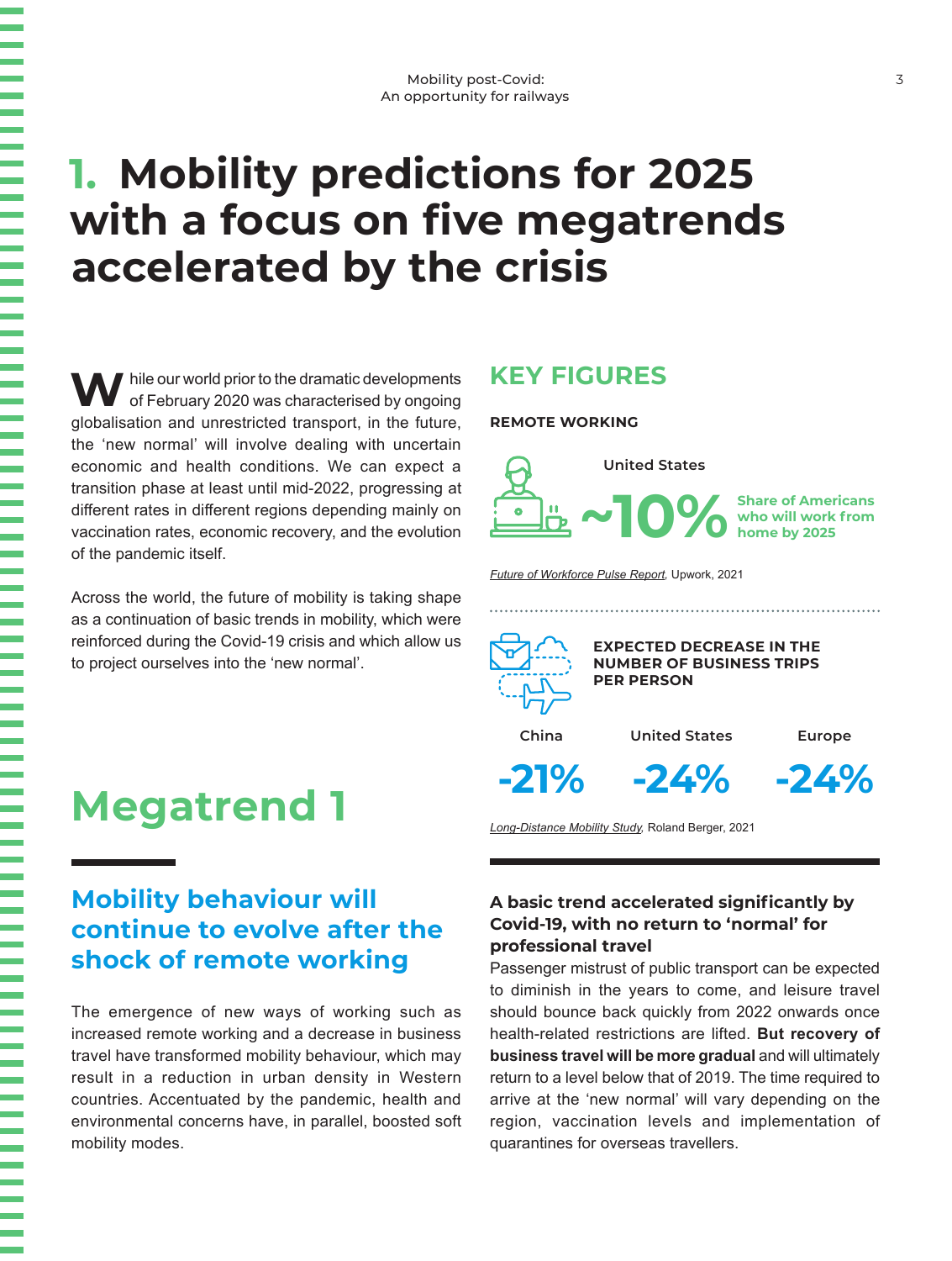# 1. Mobility predictions for 2025 with a focus on five megatrends accelerated by the crisis

While our world prior to the dramatic developments of February 2020 was characterised by ongoing globalisation and unrestricted transport, in the future, the 'new normal' will involve dealing with uncertain economic and health conditions. We can expect a transition phase at least until mid-2022, progressing at different rates in different regions depending mainly on vaccination rates, economic recovery, and the evolution of the pandemic itself.

Across the world, the future of mobility is taking shape as a continuation of basic trends in mobility, which were reinforced during the Covid-19 crisis and which allow us to project ourselves into the 'new normal'.

## KEY FIGURES

**REMOTE WORKING**

United States

**~10%** Share of Americans who will work from home by 2025

*Future of Workforce Pulse Report*, Upwork, 2021

**EXPECTED DECREASE IN THE NUMBER OF BUSINESS TRIPS PER PERSON**

| China | United States | Europe |
| --- | --- | --- |
| -21% | -24% | -24% |

*Long-Distance Mobility Study*, Roland Berger, 2021

# Megatrend 1

## Mobility behaviour will continue to evolve after the shock of remote working

The emergence of new ways of working such as increased remote working and a decrease in business travel have transformed mobility behaviour, which may result in a reduction in urban density in Western countries. Accentuated by the pandemic, health and environmental concerns have, in parallel, boosted soft mobility modes.

### A basic trend accelerated significantly by Covid-19, with no return to 'normal' for professional travel

Passenger mistrust of public transport can be expected to diminish in the years to come, and leisure travel should bounce back quickly from 2022 onwards once health-related restrictions are lifted. **But recovery of business travel will be more gradual** and will ultimately return to a level below that of 2019. The time required to arrive at the 'new normal' will vary depending on the region, vaccination levels and implementation of quarantines for overseas travellers.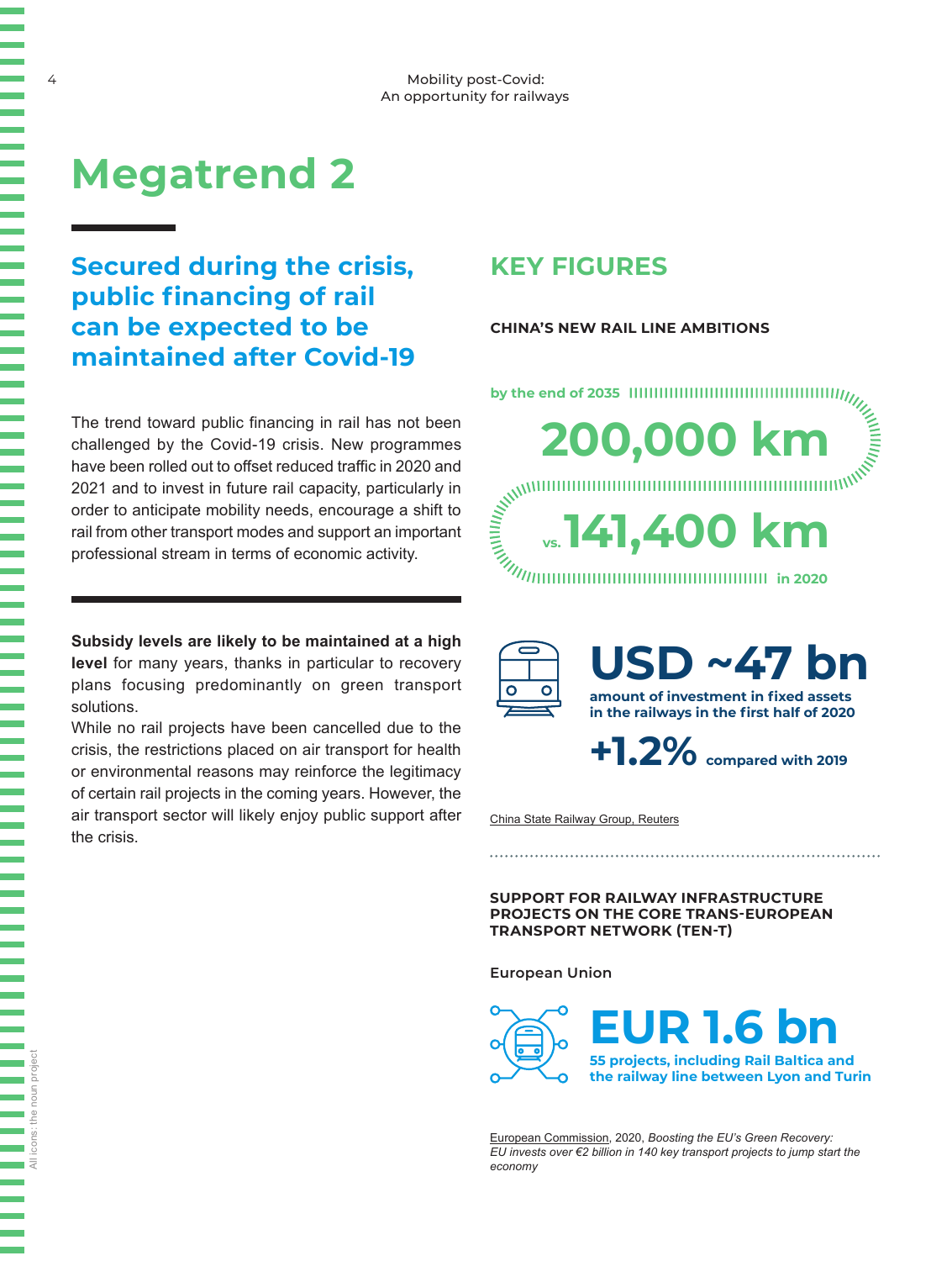# Megatrend 2

## Secured during the crisis, public financing of rail can be expected to be maintained after Covid-19

The trend toward public financing in rail has not been challenged by the Covid-19 crisis. New programmes have been rolled out to offset reduced traffic in 2020 and 2021 and to invest in future rail capacity, particularly in order to anticipate mobility needs, encourage a shift to rail from other transport modes and support an important professional stream in terms of economic activity.

**Subsidy levels are likely to be maintained at a high level** for many years, thanks in particular to recovery plans focusing predominantly on green transport solutions.

While no rail projects have been cancelled due to the crisis, the restrictions placed on air transport for health or environmental reasons may reinforce the legitimacy of certain rail projects in the coming years. However, the air transport sector will likely enjoy public support after the crisis.

## KEY FIGURES

### CHINA'S NEW RAIL LINE AMBITIONS

by the end of 2035

**200,000 km**

vs. **141,400 km** in 2020

**USD ~47 bn**

amount of investment in fixed assets in the railways in the first half of 2020

**+1.2%** compared with 2019

China State Railway Group, Reuters

### SUPPORT FOR RAILWAY INFRASTRUCTURE PROJECTS ON THE CORE TRANS-EUROPEAN TRANSPORT NETWORK (TEN-T)

European Union

**EUR 1.6 bn**

55 projects, including Rail Baltica and the railway line between Lyon and Turin

European Commission, 2020, *Boosting the EU's Green Recovery: EU invests over €2 billion in 140 key transport projects to jump start the economy*

All icons: the noun project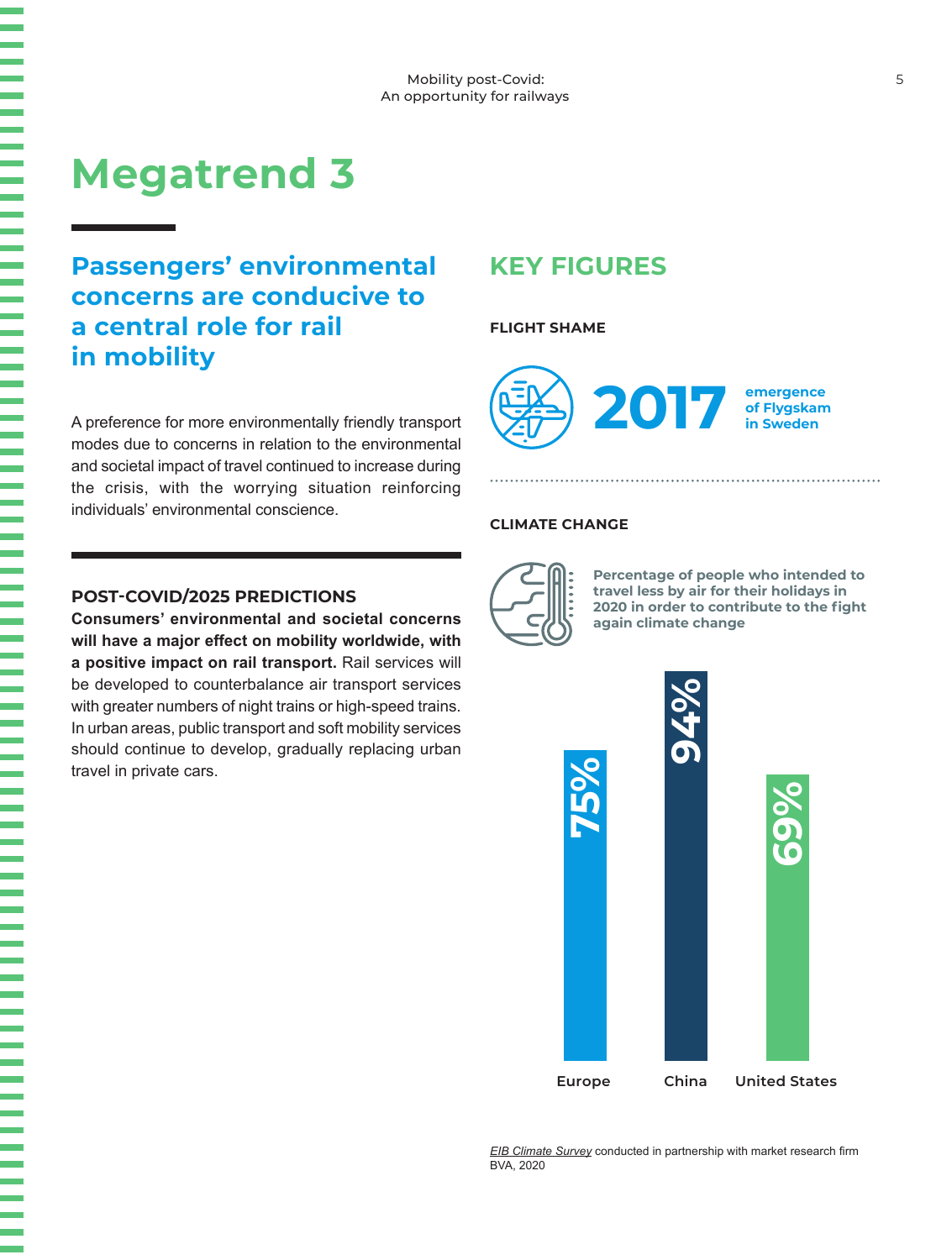# Megatrend 3

## Passengers' environmental concerns are conducive to a central role for rail in mobility

A preference for more environmentally friendly transport modes due to concerns in relation to the environmental and societal impact of travel continued to increase during the crisis, with the worrying situation reinforcing individuals' environmental conscience.

### POST-COVID/2025 PREDICTIONS

**Consumers' environmental and societal concerns will have a major effect on mobility worldwide, with a positive impact on rail transport.** Rail services will be developed to counterbalance air transport services with greater numbers of night trains or high-speed trains. In urban areas, public transport and soft mobility services should continue to develop, gradually replacing urban travel in private cars.

## KEY FIGURES

### FLIGHT SHAME

**2017** emergence of Flygskam in Sweden

### CLIMATE CHANGE

Percentage of people who intended to travel less by air for their holidays in 2020 in order to contribute to the fight again climate change

| Europe | China | United States |
| --- | --- | --- |
| 75% | 94% | 69% |

*EIB Climate Survey* conducted in partnership with market research firm BVA, 2020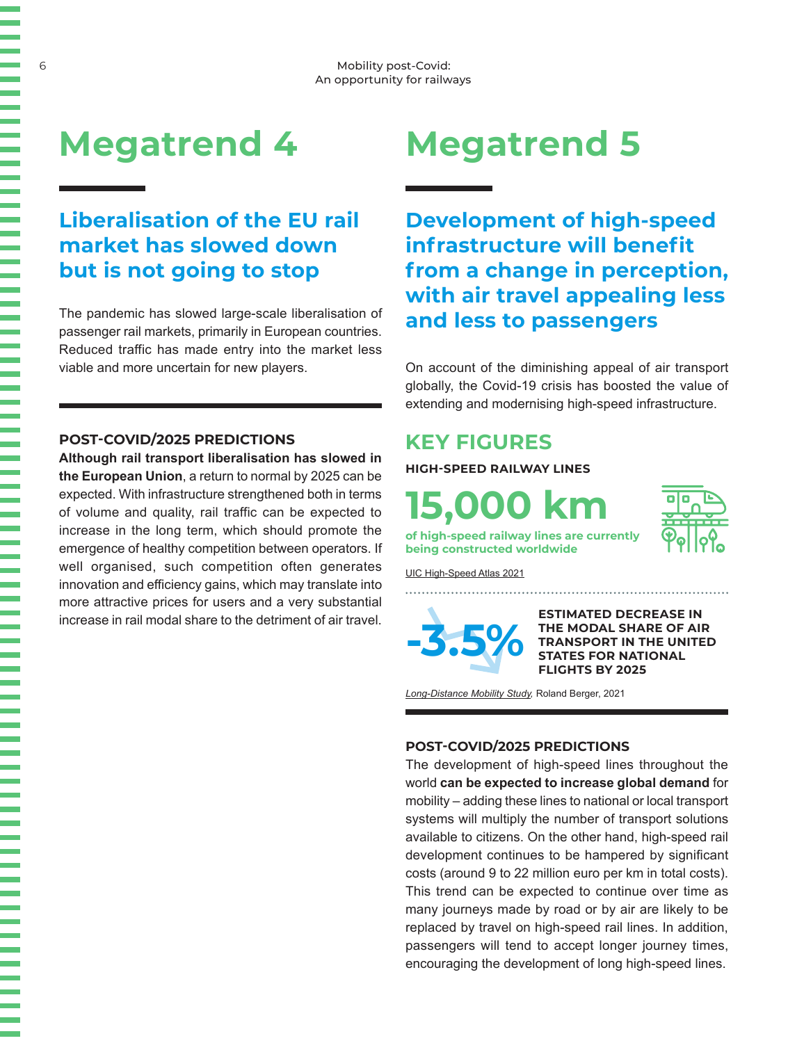# Megatrend 4

## Liberalisation of the EU rail market has slowed down but is not going to stop

The pandemic has slowed large-scale liberalisation of passenger rail markets, primarily in European countries. Reduced traffic has made entry into the market less viable and more uncertain for new players.

### POST-COVID/2025 PREDICTIONS

**Although rail transport liberalisation has slowed in the European Union**, a return to normal by 2025 can be expected. With infrastructure strengthened both in terms of volume and quality, rail traffic can be expected to increase in the long term, which should promote the emergence of healthy competition between operators. If well organised, such competition often generates innovation and efficiency gains, which may translate into more attractive prices for users and a very substantial increase in rail modal share to the detriment of air travel.

# Megatrend 5

## Development of high-speed infrastructure will benefit from a change in perception, with air travel appealing less and less to passengers

On account of the diminishing appeal of air transport globally, the Covid-19 crisis has boosted the value of extending and modernising high-speed infrastructure.

## KEY FIGURES

**HIGH-SPEED RAILWAY LINES**

**15,000 km**

**of high-speed railway lines are currently being constructed worldwide**

UIC High-Speed Atlas 2021

**-3.5%**

**ESTIMATED DECREASE IN THE MODAL SHARE OF AIR TRANSPORT IN THE UNITED STATES FOR NATIONAL FLIGHTS BY 2025**

*Long-Distance Mobility Study*, Roland Berger, 2021

### POST-COVID/2025 PREDICTIONS

The development of high-speed lines throughout the world **can be expected to increase global demand** for mobility – adding these lines to national or local transport systems will multiply the number of transport solutions available to citizens. On the other hand, high-speed rail development continues to be hampered by significant costs (around 9 to 22 million euro per km in total costs). This trend can be expected to continue over time as many journeys made by road or by air are likely to be replaced by travel on high-speed rail lines. In addition, passengers will tend to accept longer journey times, encouraging the development of long high-speed lines.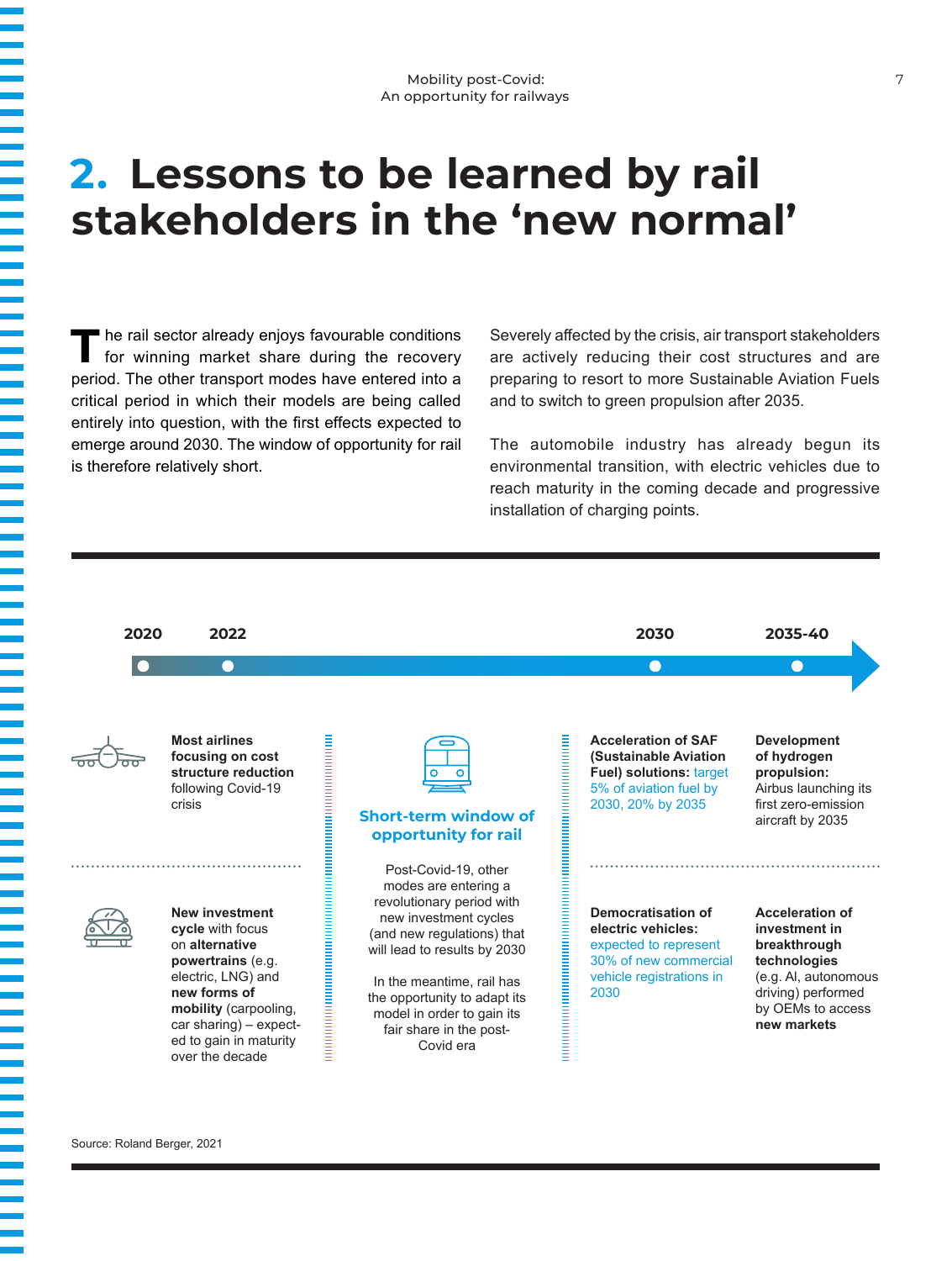# 2. Lessons to be learned by rail stakeholders in the 'new normal'

The rail sector already enjoys favourable conditions for winning market share during the recovery period. The other transport modes have entered into a critical period in which their models are being called entirely into question, with the first effects expected to emerge around 2030. The window of opportunity for rail is therefore relatively short.

Severely affected by the crisis, air transport stakeholders are actively reducing their cost structures and are preparing to resort to more Sustainable Aviation Fuels and to switch to green propulsion after 2035.

The automobile industry has already begun its environmental transition, with electric vehicles due to reach maturity in the coming decade and progressive installation of charging points.

**2020 — 2022 — 2030 — 2035-40**

**Air transport**

- **2020–2022:** **Most airlines focusing on cost structure reduction** following Covid-19 crisis
- **2030:** **Acceleration of SAF (Sustainable Aviation Fuel) solutions:** target 5% of aviation fuel by 2030, 20% by 2035
- **2035-40:** **Development of hydrogen propulsion:** Airbus launching its first zero-emission aircraft by 2035

**Automobile**

- **2020–2022:** **New investment cycle** with focus on **alternative powertrains** (e.g. electric, LNG) and **new forms of mobility** (carpooling, car sharing) – expected to gain in maturity over the decade
- **2030:** **Democratisation of electric vehicles:** expected to represent 30% of new commercial vehicle registrations in 2030
- **2035-40:** **Acceleration of investment in breakthrough technologies** (e.g. AI, autonomous driving) performed by OEMs to access **new markets**

**Short-term window of opportunity for rail**

Post-Covid-19, other modes are entering a revolutionary period with new investment cycles (and new regulations) that will lead to results by 2030

In the meantime, rail has the opportunity to adapt its model in order to gain its fair share in the post-Covid era

Source: Roland Berger, 2021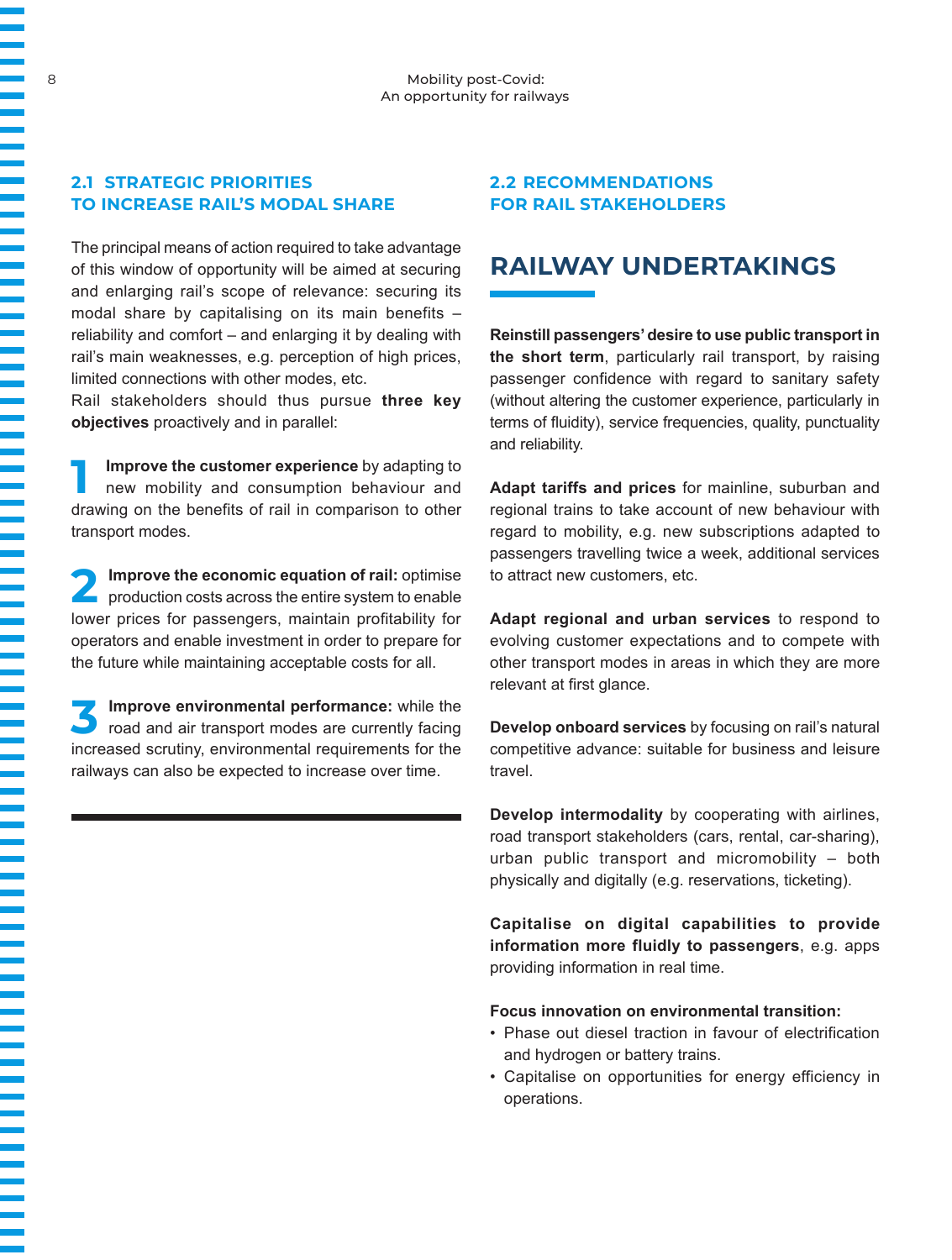## 2.1 STRATEGIC PRIORITIES TO INCREASE RAIL'S MODAL SHARE

The principal means of action required to take advantage of this window of opportunity will be aimed at securing and enlarging rail's scope of relevance: securing its modal share by capitalising on its main benefits – reliability and comfort – and enlarging it by dealing with rail's main weaknesses, e.g. perception of high prices, limited connections with other modes, etc.

Rail stakeholders should thus pursue **three key objectives** proactively and in parallel:

1. **Improve the customer experience** by adapting to new mobility and consumption behaviour and drawing on the benefits of rail in comparison to other transport modes.

2. **Improve the economic equation of rail:** optimise production costs across the entire system to enable lower prices for passengers, maintain profitability for operators and enable investment in order to prepare for the future while maintaining acceptable costs for all.

3. **Improve environmental performance:** while the road and air transport modes are currently facing increased scrutiny, environmental requirements for the railways can also be expected to increase over time.

## 2.2 RECOMMENDATIONS FOR RAIL STAKEHOLDERS

### RAILWAY UNDERTAKINGS

**Reinstill passengers' desire to use public transport in the short term**, particularly rail transport, by raising passenger confidence with regard to sanitary safety (without altering the customer experience, particularly in terms of fluidity), service frequencies, quality, punctuality and reliability.

**Adapt tariffs and prices** for mainline, suburban and regional trains to take account of new behaviour with regard to mobility, e.g. new subscriptions adapted to passengers travelling twice a week, additional services to attract new customers, etc.

**Adapt regional and urban services** to respond to evolving customer expectations and to compete with other transport modes in areas in which they are more relevant at first glance.

**Develop onboard services** by focusing on rail's natural competitive advance: suitable for business and leisure travel.

**Develop intermodality** by cooperating with airlines, road transport stakeholders (cars, rental, car-sharing), urban public transport and micromobility – both physically and digitally (e.g. reservations, ticketing).

**Capitalise on digital capabilities to provide information more fluidly to passengers**, e.g. apps providing information in real time.

**Focus innovation on environmental transition:**

- Phase out diesel traction in favour of electrification and hydrogen or battery trains.
- Capitalise on opportunities for energy efficiency in operations.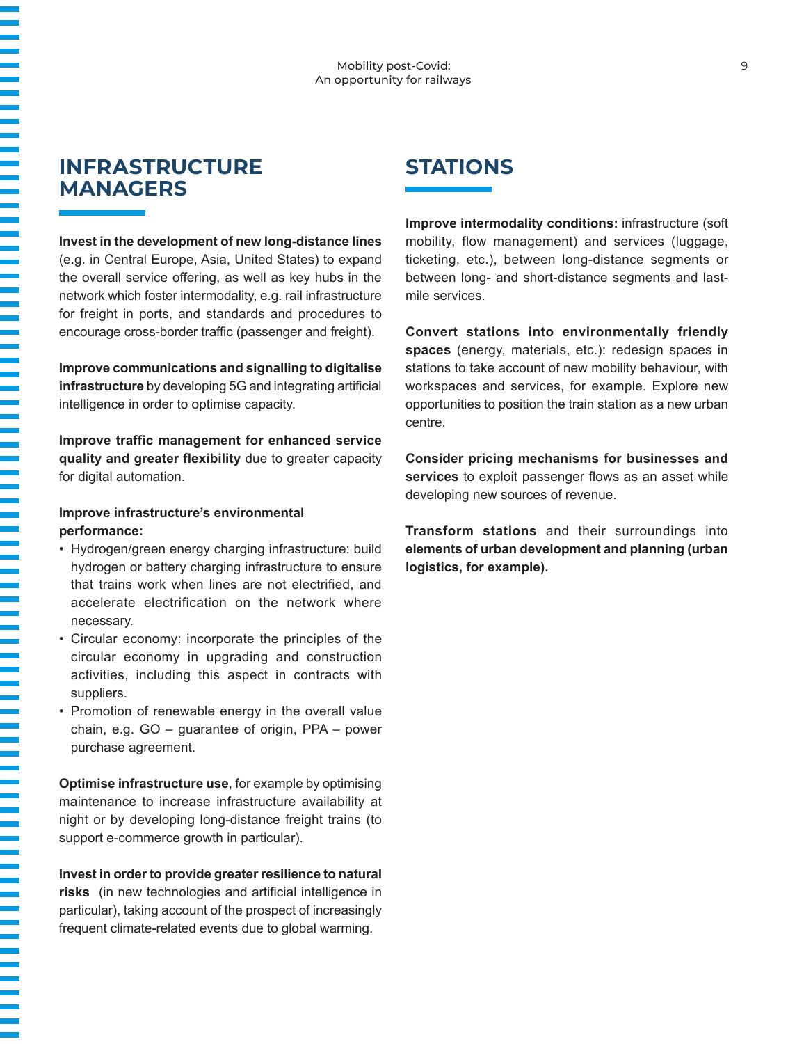## INFRASTRUCTURE MANAGERS

**Invest in the development of new long-distance lines** (e.g. in Central Europe, Asia, United States) to expand the overall service offering, as well as key hubs in the network which foster intermodality, e.g. rail infrastructure for freight in ports, and standards and procedures to encourage cross-border traffic (passenger and freight).

**Improve communications and signalling to digitalise infrastructure** by developing 5G and integrating artificial intelligence in order to optimise capacity.

**Improve traffic management for enhanced service quality and greater flexibility** due to greater capacity for digital automation.

**Improve infrastructure's environmental performance:**

- Hydrogen/green energy charging infrastructure: build hydrogen or battery charging infrastructure to ensure that trains work when lines are not electrified, and accelerate electrification on the network where necessary.
- Circular economy: incorporate the principles of the circular economy in upgrading and construction activities, including this aspect in contracts with suppliers.
- Promotion of renewable energy in the overall value chain, e.g. GO – guarantee of origin, PPA – power purchase agreement.

**Optimise infrastructure use**, for example by optimising maintenance to increase infrastructure availability at night or by developing long-distance freight trains (to support e-commerce growth in particular).

**Invest in order to provide greater resilience to natural risks** (in new technologies and artificial intelligence in particular), taking account of the prospect of increasingly frequent climate-related events due to global warming.

## STATIONS

**Improve intermodality conditions:** infrastructure (soft mobility, flow management) and services (luggage, ticketing, etc.), between long-distance segments or between long- and short-distance segments and last-mile services.

**Convert stations into environmentally friendly spaces** (energy, materials, etc.): redesign spaces in stations to take account of new mobility behaviour, with workspaces and services, for example. Explore new opportunities to position the train station as a new urban centre.

**Consider pricing mechanisms for businesses and services** to exploit passenger flows as an asset while developing new sources of revenue.

**Transform stations** and their surroundings into **elements of urban development and planning (urban logistics, for example).**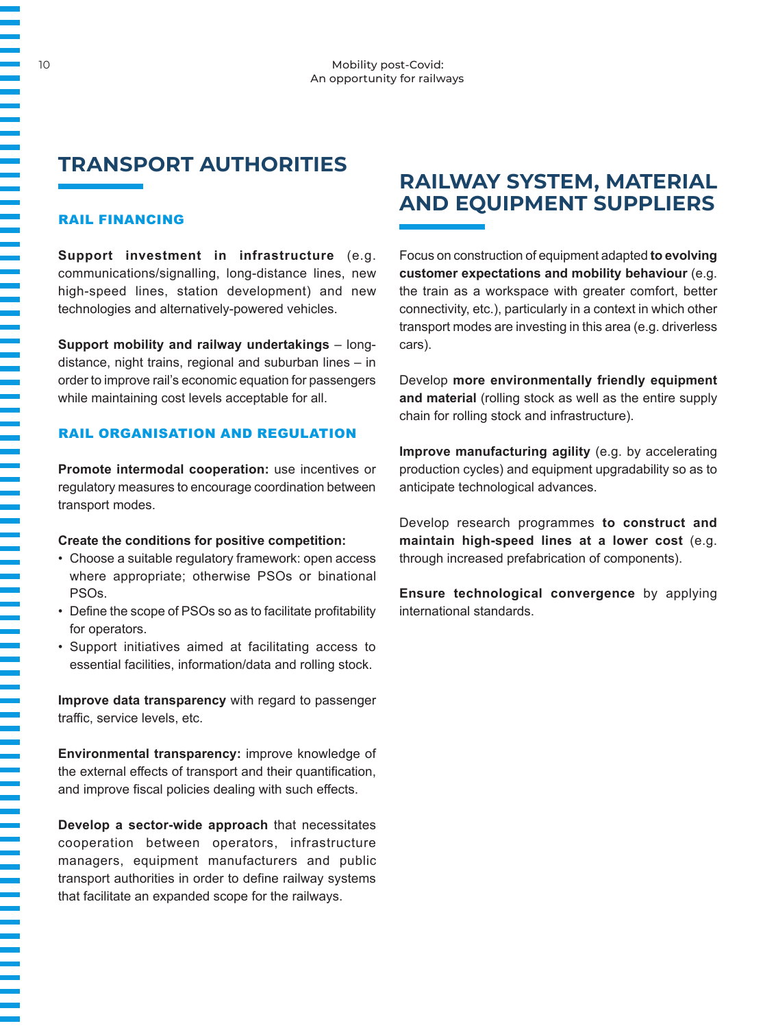## TRANSPORT AUTHORITIES

### RAIL FINANCING

**Support investment in infrastructure** (e.g. communications/signalling, long-distance lines, new high-speed lines, station development) and new technologies and alternatively-powered vehicles.

**Support mobility and railway undertakings** – long-distance, night trains, regional and suburban lines – in order to improve rail's economic equation for passengers while maintaining cost levels acceptable for all.

### RAIL ORGANISATION AND REGULATION

**Promote intermodal cooperation:** use incentives or regulatory measures to encourage coordination between transport modes.

**Create the conditions for positive competition:**

- Choose a suitable regulatory framework: open access where appropriate; otherwise PSOs or binational PSOs.
- Define the scope of PSOs so as to facilitate profitability for operators.
- Support initiatives aimed at facilitating access to essential facilities, information/data and rolling stock.

**Improve data transparency** with regard to passenger traffic, service levels, etc.

**Environmental transparency:** improve knowledge of the external effects of transport and their quantification, and improve fiscal policies dealing with such effects.

**Develop a sector-wide approach** that necessitates cooperation between operators, infrastructure managers, equipment manufacturers and public transport authorities in order to define railway systems that facilitate an expanded scope for the railways.

## RAILWAY SYSTEM, MATERIAL AND EQUIPMENT SUPPLIERS

Focus on construction of equipment adapted **to evolving customer expectations and mobility behaviour** (e.g. the train as a workspace with greater comfort, better connectivity, etc.), particularly in a context in which other transport modes are investing in this area (e.g. driverless cars).

Develop **more environmentally friendly equipment and material** (rolling stock as well as the entire supply chain for rolling stock and infrastructure).

**Improve manufacturing agility** (e.g. by accelerating production cycles) and equipment upgradability so as to anticipate technological advances.

Develop research programmes **to construct and maintain high-speed lines at a lower cost** (e.g. through increased prefabrication of components).

**Ensure technological convergence** by applying international standards.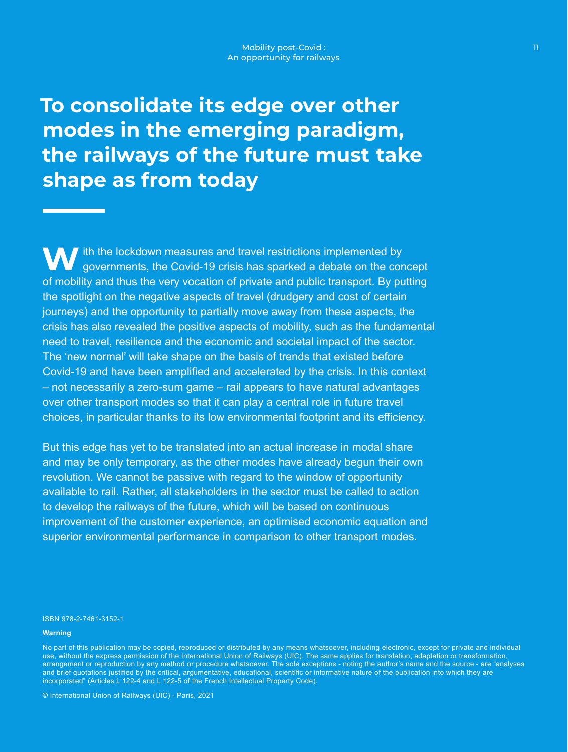# To consolidate its edge over other modes in the emerging paradigm, the railways of the future must take shape as from today

With the lockdown measures and travel restrictions implemented by governments, the Covid-19 crisis has sparked a debate on the concept of mobility and thus the very vocation of private and public transport. By putting the spotlight on the negative aspects of travel (drudgery and cost of certain journeys) and the opportunity to partially move away from these aspects, the crisis has also revealed the positive aspects of mobility, such as the fundamental need to travel, resilience and the economic and societal impact of the sector. The 'new normal' will take shape on the basis of trends that existed before Covid-19 and have been amplified and accelerated by the crisis. In this context – not necessarily a zero-sum game – rail appears to have natural advantages over other transport modes so that it can play a central role in future travel choices, in particular thanks to its low environmental footprint and its efficiency.

But this edge has yet to be translated into an actual increase in modal share and may be only temporary, as the other modes have already begun their own revolution. We cannot be passive with regard to the window of opportunity available to rail. Rather, all stakeholders in the sector must be called to action to develop the railways of the future, which will be based on continuous improvement of the customer experience, an optimised economic equation and superior environmental performance in comparison to other transport modes.

ISBN 978-2-7461-3152-1

**Warning**

No part of this publication may be copied, reproduced or distributed by any means whatsoever, including electronic, except for private and individual use, without the express permission of the International Union of Railways (UIC). The same applies for translation, adaptation or transformation, arrangement or reproduction by any method or procedure whatsoever. The sole exceptions - noting the author's name and the source - are "analyses and brief quotations justified by the critical, argumentative, educational, scientific or informative nature of the publication into which they are incorporated" (Articles L 122-4 and L 122-5 of the French Intellectual Property Code).

© International Union of Railways (UIC) - Paris, 2021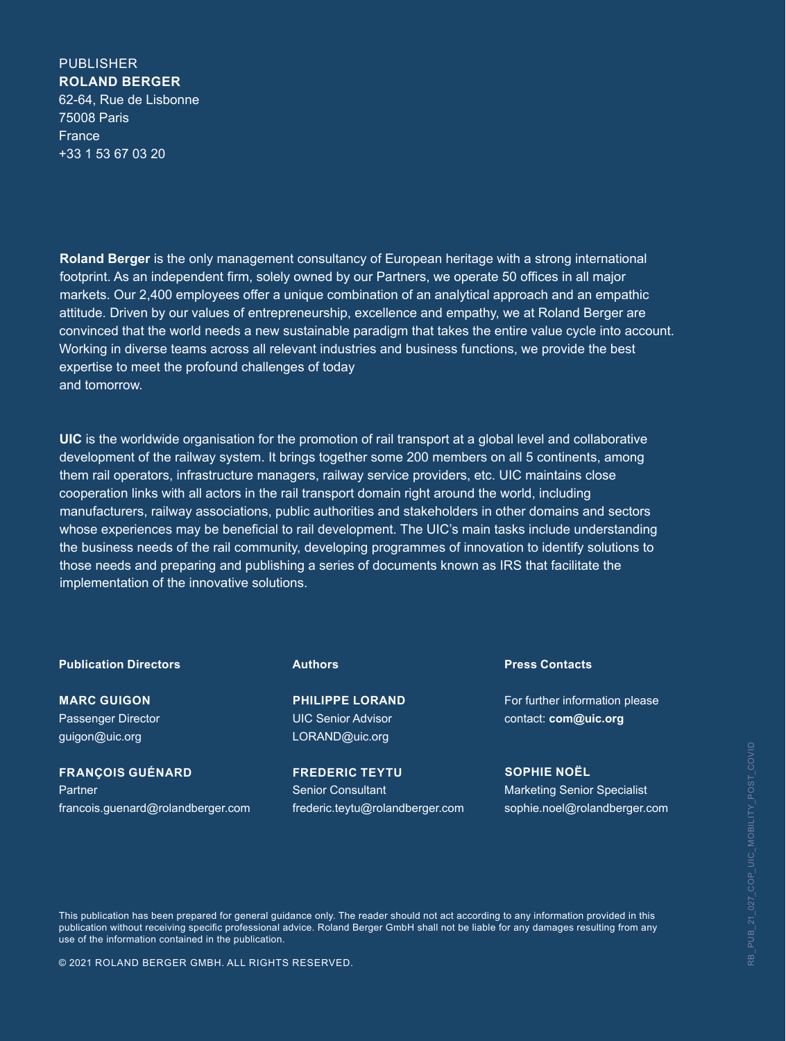PUBLISHER
**ROLAND BERGER**
62-64, Rue de Lisbonne
75008 Paris
France
+33 1 53 67 03 20

**Roland Berger** is the only management consultancy of European heritage with a strong international footprint. As an independent firm, solely owned by our Partners, we operate 50 offices in all major markets. Our 2,400 employees offer a unique combination of an analytical approach and an empathic attitude. Driven by our values of entrepreneurship, excellence and empathy, we at Roland Berger are convinced that the world needs a new sustainable paradigm that takes the entire value cycle into account. Working in diverse teams across all relevant industries and business functions, we provide the best expertise to meet the profound challenges of today and tomorrow.

**UIC** is the worldwide organisation for the promotion of rail transport at a global level and collaborative development of the railway system. It brings together some 200 members on all 5 continents, among them rail operators, infrastructure managers, railway service providers, etc. UIC maintains close cooperation links with all actors in the rail transport domain right around the world, including manufacturers, railway associations, public authorities and stakeholders in other domains and sectors whose experiences may be beneficial to rail development. The UIC's main tasks include understanding the business needs of the rail community, developing programmes of innovation to identify solutions to those needs and preparing and publishing a series of documents known as IRS that facilitate the implementation of the innovative solutions.

**Publication Directors**

**MARC GUIGON**
Passenger Director
guigon@uic.org

**FRANÇOIS GUÉNARD**
Partner
francois.guenard@rolandberger.com

**Authors**

**PHILIPPE LORAND**
UIC Senior Advisor
LORAND@uic.org

**FREDERIC TEYTU**
Senior Consultant
frederic.teytu@rolandberger.com

**Press Contacts**

For further information please contact: **com@uic.org**

**SOPHIE NOËL**
Marketing Senior Specialist
sophie.noel@rolandberger.com

This publication has been prepared for general guidance only. The reader should not act according to any information provided in this publication without receiving specific professional advice. Roland Berger GmbH shall not be liable for any damages resulting from any use of the information contained in the publication.

© 2021 ROLAND BERGER GMBH. ALL RIGHTS RESERVED.

RB_PUB_21_027_COP_UIC_MOBILITY_POST_COVID